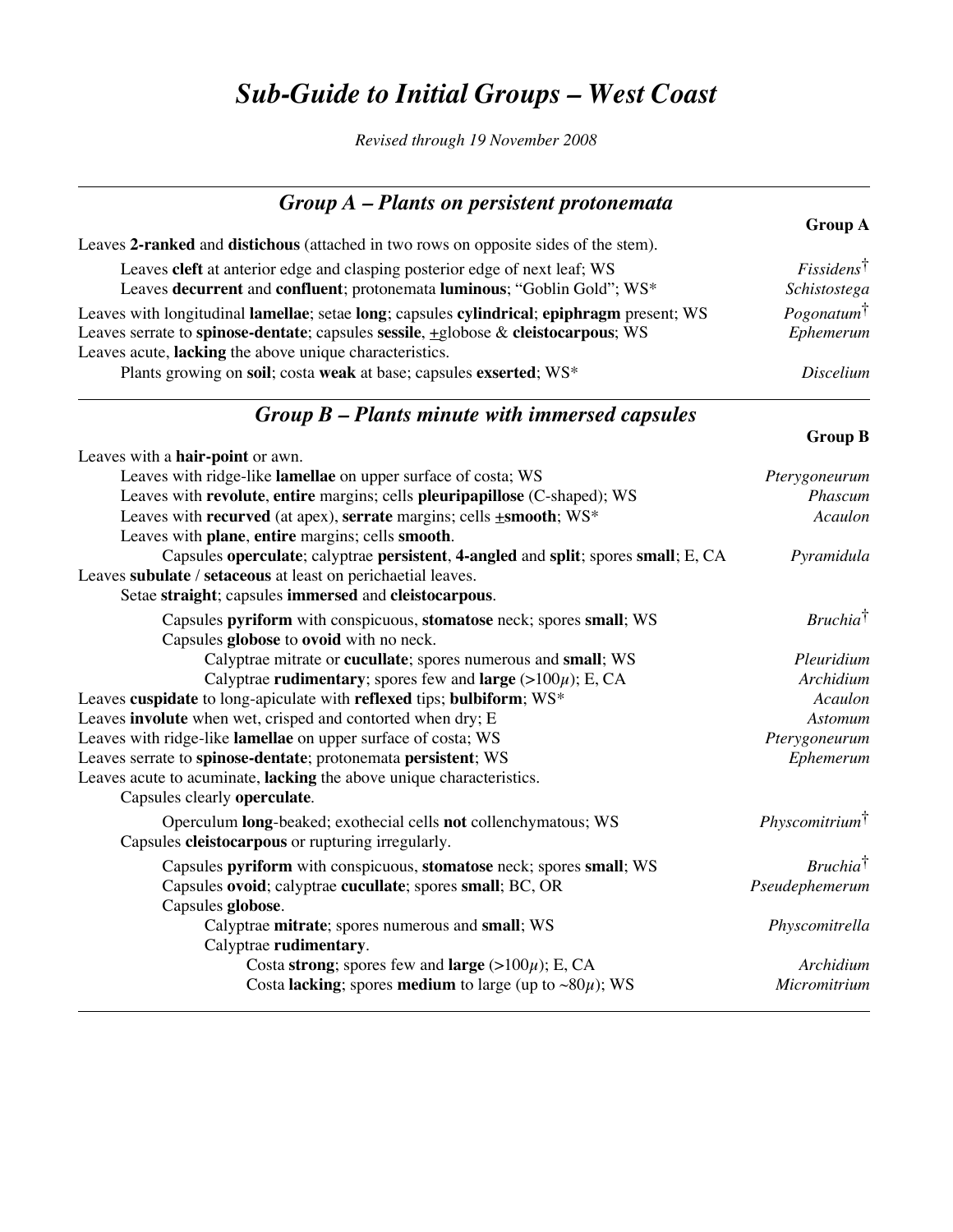# *Sub-Guide to Initial Groups – West Coast*

*Revised through 19 November 2008*

## *Group A – Plants on persistent protonemata*

| | **Group A** |
|---|---|
| Leaves **2-ranked** and **distichous** (attached in two rows on opposite sides of the stem). | |
| &nbsp;&nbsp;&nbsp;&nbsp;Leaves **cleft** at anterior edge and clasping posterior edge of next leaf; WS | *Fissidens*† |
| &nbsp;&nbsp;&nbsp;&nbsp;Leaves **decurrent** and **confluent**; protonemata **luminous**; "Goblin Gold"; WS* | *Schistostega* |
| Leaves with longitudinal **lamellae**; setae **long**; capsules **cylindrical**; **epiphragm** present; WS | *Pogonatum*† |
| Leaves serrate to **spinose-dentate**; capsules **sessile**, ±globose & **cleistocarpous**; WS | *Ephemerum* |
| Leaves acute, **lacking** the above unique characteristics. | |
| &nbsp;&nbsp;&nbsp;&nbsp;Plants growing on **soil**; costa **weak** at base; capsules **exserted**; WS* | *Discelium* |

## *Group B – Plants minute with immersed capsules*

| | **Group B** |
|---|---|
| Leaves with a **hair-point** or awn. | |
| &nbsp;&nbsp;&nbsp;&nbsp;Leaves with ridge-like **lamellae** on upper surface of costa; WS | *Pterygoneurum* |
| &nbsp;&nbsp;&nbsp;&nbsp;Leaves with **revolute**, **entire** margins; cells **pleuripapillose** (C-shaped); WS | *Phascum* |
| &nbsp;&nbsp;&nbsp;&nbsp;Leaves with **recurved** (at apex), **serrate** margins; cells **±smooth**; WS* | *Acaulon* |
| &nbsp;&nbsp;&nbsp;&nbsp;Leaves with **plane**, **entire** margins; cells **smooth**. | |
| &nbsp;&nbsp;&nbsp;&nbsp;&nbsp;&nbsp;&nbsp;&nbsp;Capsules **operculate**; calyptrae **persistent**, **4-angled** and **split**; spores **small**; E, CA | *Pyramidula* |
| Leaves **subulate** / **setaceous** at least on perichaetial leaves. | |
| &nbsp;&nbsp;&nbsp;&nbsp;Setae **straight**; capsules **immersed** and **cleistocarpous**. | |
| &nbsp;&nbsp;&nbsp;&nbsp;&nbsp;&nbsp;&nbsp;&nbsp;Capsules **pyriform** with conspicuous, **stomatose** neck; spores **small**; WS | *Bruchia*† |
| &nbsp;&nbsp;&nbsp;&nbsp;&nbsp;&nbsp;&nbsp;&nbsp;Capsules **globose** to **ovoid** with no neck. | |
| &nbsp;&nbsp;&nbsp;&nbsp;&nbsp;&nbsp;&nbsp;&nbsp;&nbsp;&nbsp;&nbsp;&nbsp;Calyptrae mitrate or **cucullate**; spores numerous and **small**; WS | *Pleuridium* |
| &nbsp;&nbsp;&nbsp;&nbsp;&nbsp;&nbsp;&nbsp;&nbsp;&nbsp;&nbsp;&nbsp;&nbsp;Calyptrae **rudimentary**; spores few and **large** (>100$\mu$); E, CA | *Archidium* |
| Leaves **cuspidate** to long-apiculate with **reflexed** tips; **bulbiform**; WS* | *Acaulon* |
| Leaves **involute** when wet, crisped and contorted when dry; E | *Astomum* |
| Leaves with ridge-like **lamellae** on upper surface of costa; WS | *Pterygoneurum* |
| Leaves serrate to **spinose-dentate**; protonemata **persistent**; WS | *Ephemerum* |
| Leaves acute to acuminate, **lacking** the above unique characteristics. | |
| &nbsp;&nbsp;&nbsp;&nbsp;Capsules clearly **operculate**. | |
| &nbsp;&nbsp;&nbsp;&nbsp;&nbsp;&nbsp;&nbsp;&nbsp;Operculum **long**-beaked; exothecial cells **not** collenchymatous; WS | *Physcomitrium*† |
| &nbsp;&nbsp;&nbsp;&nbsp;Capsules **cleistocarpous** or rupturing irregularly. | |
| &nbsp;&nbsp;&nbsp;&nbsp;&nbsp;&nbsp;&nbsp;&nbsp;Capsules **pyriform** with conspicuous, **stomatose** neck; spores **small**; WS | *Bruchia*† |
| &nbsp;&nbsp;&nbsp;&nbsp;&nbsp;&nbsp;&nbsp;&nbsp;Capsules **ovoid**; calyptrae **cucullate**; spores **small**; BC, OR | *Pseudephemerum* |
| &nbsp;&nbsp;&nbsp;&nbsp;&nbsp;&nbsp;&nbsp;&nbsp;Capsules **globose**. | |
| &nbsp;&nbsp;&nbsp;&nbsp;&nbsp;&nbsp;&nbsp;&nbsp;&nbsp;&nbsp;&nbsp;&nbsp;Calyptrae **mitrate**; spores numerous and **small**; WS | *Physcomitrella* |
| &nbsp;&nbsp;&nbsp;&nbsp;&nbsp;&nbsp;&nbsp;&nbsp;&nbsp;&nbsp;&nbsp;&nbsp;Calyptrae **rudimentary**. | |
| &nbsp;&nbsp;&nbsp;&nbsp;&nbsp;&nbsp;&nbsp;&nbsp;&nbsp;&nbsp;&nbsp;&nbsp;&nbsp;&nbsp;&nbsp;&nbsp;Costa **strong**; spores few and **large** (>100$\mu$); E, CA | *Archidium* |
| &nbsp;&nbsp;&nbsp;&nbsp;&nbsp;&nbsp;&nbsp;&nbsp;&nbsp;&nbsp;&nbsp;&nbsp;&nbsp;&nbsp;&nbsp;&nbsp;Costa **lacking**; spores **medium** to large (up to ~80$\mu$); WS | *Micromitrium* |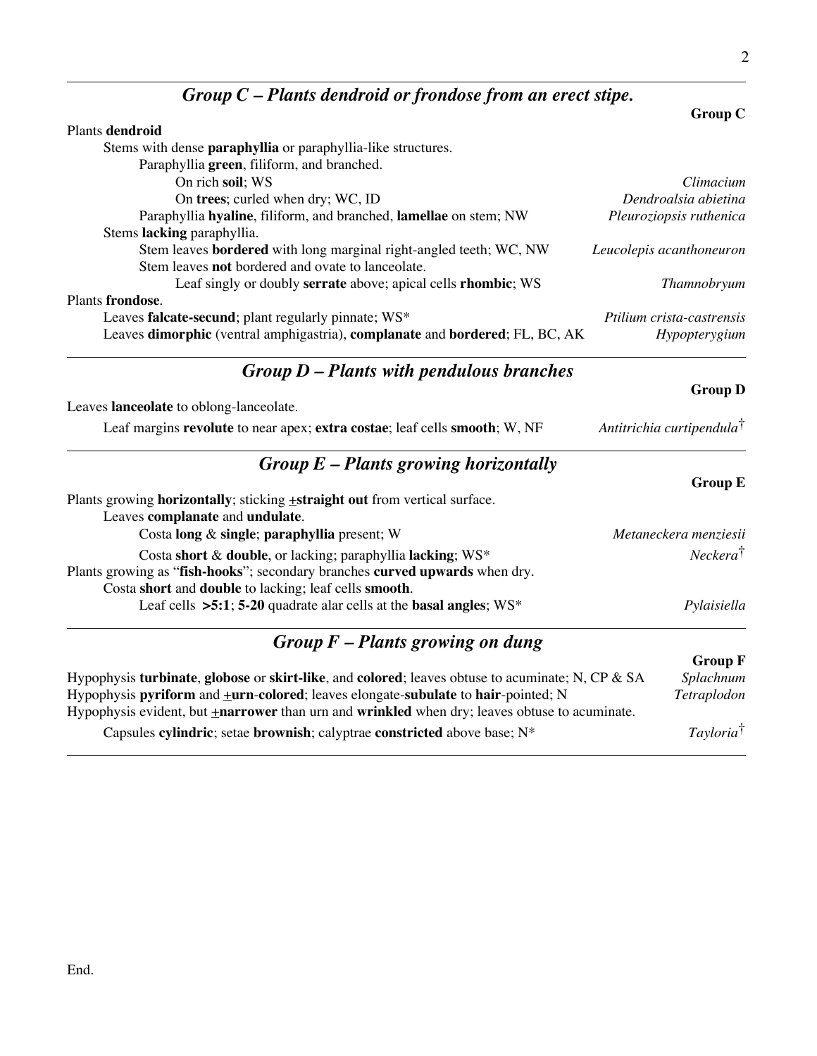## *Group C – Plants dendroid or frondose from an erect stipe.*

**Group C**

Plants **dendroid**
- Stems with dense **paraphyllia** or paraphyllia-like structures.
  - Paraphyllia **green**, filiform, and branched.
    - On rich **soil**; WS — *Climacium*
    - On **trees**; curled when dry; WC, ID — *Dendroalsia abietina*
  - Paraphyllia **hyaline**, filiform, and branched, **lamellae** on stem; NW — *Pleuroziopsis ruthenica*
- Stems **lacking** paraphyllia.
  - Stem leaves **bordered** with long marginal right-angled teeth; WC, NW — *Leucolepis acanthoneuron*
  - Stem leaves **not** bordered and ovate to lanceolate.
    - Leaf singly or doubly **serrate** above; apical cells **rhombic**; WS — *Thamnobryum*

Plants **frondose**.
- Leaves **falcate-secund**; plant regularly pinnate; WS* — *Ptilium crista-castrensis*
- Leaves **dimorphic** (ventral amphigastria), **complanate** and **bordered**; FL, BC, AK — *Hypopterygium*

## *Group D – Plants with pendulous branches*

**Group D**

Leaves **lanceolate** to oblong-lanceolate.
- Leaf margins **revolute** to near apex; **extra costae**; leaf cells **smooth**; W, NF — *Antitrichia curtipendula*†

## *Group E – Plants growing horizontally*

**Group E**

Plants growing **horizontally**; sticking ±**straight out** from vertical surface.
- Leaves **complanate** and **undulate**.
  - Costa **long** & **single**; **paraphyllia** present; W — *Metaneckera menziesii*
  - Costa **short** & **double**, or lacking; paraphyllia **lacking**; WS* — *Neckera*†

Plants growing as "**fish-hooks**"; secondary branches **curved upwards** when dry.
- Costa **short** and **double** to lacking; leaf cells **smooth**.
  - Leaf cells **>5:1**; **5-20** quadrate alar cells at the **basal angles**; WS* — *Pylaisiella*

## *Group F – Plants growing on dung*

**Group F**

Hypophysis **turbinate**, **globose** or **skirt-like**, and **colored**; leaves obtuse to acuminate; N, CP & SA — *Splachnum*

Hypophysis **pyriform** and ±**urn**-**colored**; leaves elongate-**subulate** to **hair**-pointed; N — *Tetraplodon*

Hypophysis evident, but ±**narrower** than urn and **wrinkled** when dry; leaves obtuse to acuminate.
- Capsules **cylindric**; setae **brownish**; calyptrae **constricted** above base; N* — *Tayloria*†

End.